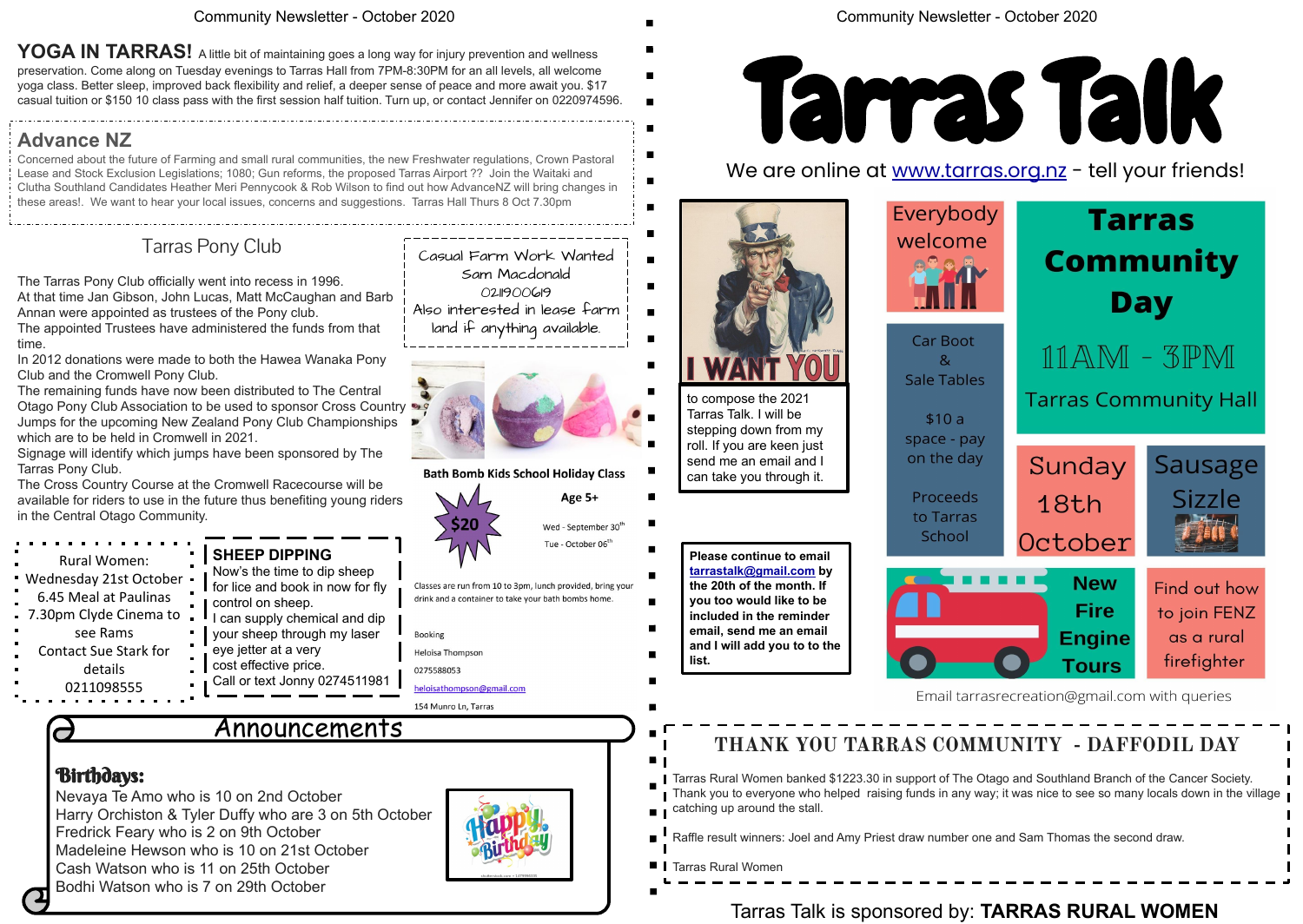**YOGA IN TARRAS!** A little bit of maintaining goes a long way for injury prevention and wellness preservation. Come along on Tuesday evenings to Tarras Hall from 7PM-8:30PM for an all levels, all welcome yoga class. Better sleep, improved back flexibility and relief, a deeper sense of peace and more await you. $17 casual tuition or $150 10 class pass with the first session half tuition. Turn up, or contact Jennifer on 0220974596.

## Advance NZ

Concerned about the future of Farming and small rural communities, the new Freshwater regulations, Crown Pastoral Lease and Stock Exclusion Legislations; 1080; Gun reforms, the proposed Tarras Airport ?? Join the Waitaki and Clutha Southland Candidates Heather Meri Pennycook & Rob Wilson to find out how AdvanceNZ will bring changes in these areas!. We want to hear your local issues, concerns and suggestions. Tarras Hall Thurs 8 Oct 7.30pm

## Tarras Pony Club

The Tarras Pony Club officially went into recess in 1996.
At that time Jan Gibson, John Lucas, Matt McCaughan and Barb Annan were appointed as trustees of the Pony club.
The appointed Trustees have administered the funds from that time.
In 2012 donations were made to both the Hawea Wanaka Pony Club and the Cromwell Pony Club.
The remaining funds have now been distributed to The Central Otago Pony Club Association to be used to sponsor Cross Country Jumps for the upcoming New Zealand Pony Club Championships which are to be held in Cromwell in 2021.
Signage will identify which jumps have been sponsored by The Tarras Pony Club.
The Cross Country Course at the Cromwell Racecourse will be available for riders to use in the future thus benefiting young riders in the Central Otago Community.

Casual Farm Work Wanted
Sam Macdonald
0211900619
Also interested in lease farm land if anything available.

**Bath Bomb Kids School Holiday Class**

Age 5+

$20

Wed - September 30th
Tue - October 06th

Classes are run from 10 to 3pm, lunch provided, bring your drink and a container to take your bath bombs home.

Booking
Heloisa Thompson
0275588053
heloisathompson@gmail.com
154 Munro Ln, Tarras

Rural Women:
Wednesday 21st October
6.45 Meal at Paulinas
7.30pm Clyde Cinema to see Rams
Contact Sue Stark for details
0211098555

**SHEEP DIPPING**
Now's the time to dip sheep for lice and book in now for fly control on sheep.
I can supply chemical and dip your sheep through my laser eye jetter at a very cost effective price.
Call or text Jonny 0274511981

## Announcements

### Birthdays:

Nevaya Te Amo who is 10 on 2nd October
Harry Orchiston & Tyler Duffy who are 3 on 5th October
Fredrick Feary who is 2 on 9th October
Madeleine Hewson who is 10 on 21st October
Cash Watson who is 11 on 25th October
Bodhi Watson who is 7 on 29th October

# Tarras Talk

We are online at www.tarras.org.nz - tell your friends!

I WANT YOU

to compose the 2021 Tarras Talk. I will be stepping down from my roll. If you are keen just send me an email and I can take you through it.

**Please continue to email tarrastalk@gmail.com by the 20th of the month. If you too would like to be included in the reminder email, send me an email and I will add you to to the list.**

Everybody welcome

## Tarras Community Day

11AM - 3PM
Tarras Community Hall

Sunday 18th October

Car Boot & Sale Tables

$10 a space - pay on the day

Proceeds to Tarras School

Sausage Sizzle

New Fire Engine Tours

Find out how to join FENZ as a rural firefighter

Email tarrasrecreation@gmail.com with queries

## THANK YOU TARRAS COMMUNITY - DAFFODIL DAY

Tarras Rural Women banked $1223.30 in support of The Otago and Southland Branch of the Cancer Society. Thank you to everyone who helped raising funds in any way; it was nice to see so many locals down in the village catching up around the stall.

Raffle result winners: Joel and Amy Priest draw number one and Sam Thomas the second draw.

Tarras Rural Women

Tarras Talk is sponsored by: **TARRAS RURAL WOMEN**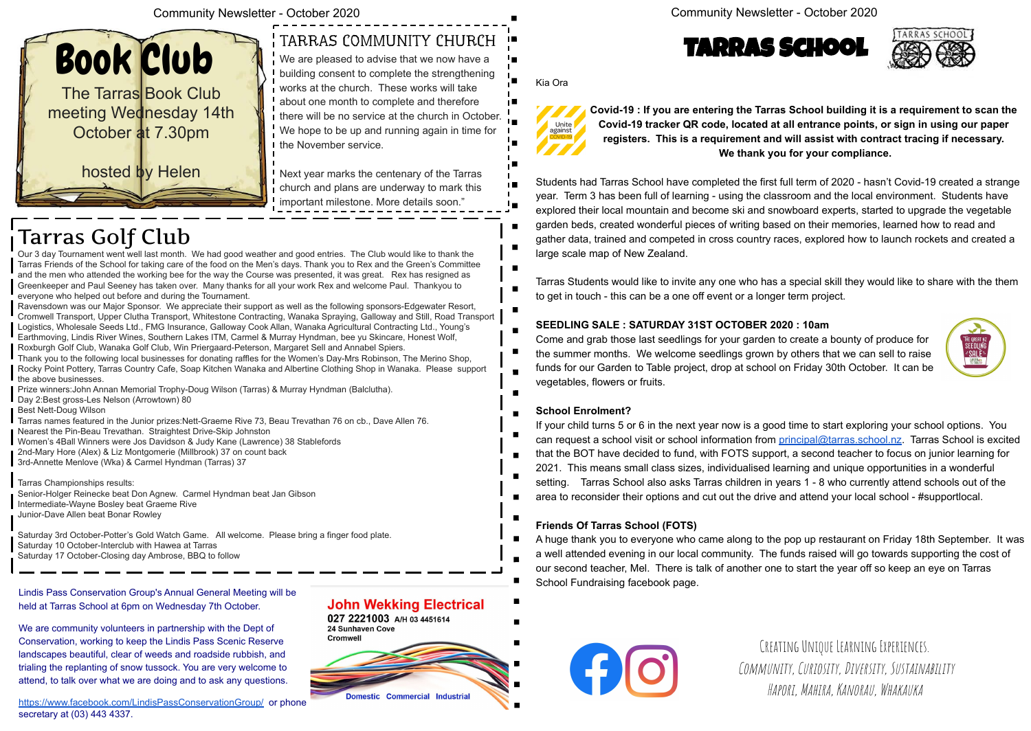# Book Club

The Tarras Book Club meeting Wednesday 14th October at 7.30pm

hosted by Helen

## TARRAS COMMUNITY CHURCH

We are pleased to advise that we now have a building consent to complete the strengthening works at the church. These works will take about one month to complete and therefore there will be no service at the church in October. We hope to be up and running again in time for the November service.

Next year marks the centenary of the Tarras church and plans are underway to mark this important milestone. More details soon."

## Tarras Golf Club

Our 3 day Tournament went well last month. We had good weather and good entries. The Club would like to thank the Tarras Friends of the School for taking care of the food on the Men's days. Thank you to Rex and the Green's Committee and the men who attended the working bee for the way the Course was presented, it was great. Rex has resigned as Greenkeeper and Paul Seeney has taken over. Many thanks for all your work Rex and welcome Paul. Thankyou to everyone who helped out before and during the Tournament.

Ravensdown was our Major Sponsor. We appreciate their support as well as the following sponsors-Edgewater Resort, Cromwell Transport, Upper Clutha Transport, Whitestone Contracting, Wanaka Spraying, Galloway and Still, Road Transport Logistics, Wholesale Seeds Ltd., FMG Insurance, Galloway Cook Allan, Wanaka Agricultural Contracting Ltd., Young's Earthmoving, Lindis River Wines, Southern Lakes ITM, Carmel & Murray Hyndman, bee yu Skincare, Honest Wolf, Roxburgh Golf Club, Wanaka Golf Club, Win Priergaard-Peterson, Margaret Sell and Annabel Spiers.

Thank you to the following local businesses for donating raffles for the Women's Day-Mrs Robinson, The Merino Shop, Rocky Point Pottery, Tarras Country Cafe, Soap Kitchen Wanaka and Albertine Clothing Shop in Wanaka. Please support the above businesses.

Prize winners:John Annan Memorial Trophy-Doug Wilson (Tarras) & Murray Hyndman (Balclutha).
Day 2:Best gross-Les Nelson (Arrowtown) 80
Best Nett-Doug Wilson
Tarras names featured in the Junior prizes:Nett-Graeme Rive 73, Beau Trevathan 76 on cb., Dave Allen 76.
Nearest the Pin-Beau Trevathan. Straightest Drive-Skip Johnston
Women's 4Ball Winners were Jos Davidson & Judy Kane (Lawrence) 38 Stablefords
2nd-Mary Hore (Alex) & Liz Montgomerie (Millbrook) 37 on count back
3rd-Annette Menlove (Wka) & Carmel Hyndman (Tarras) 37

Tarras Championships results:
Senior-Holger Reinecke beat Don Agnew. Carmel Hyndman beat Jan Gibson
Intermediate-Wayne Bosley beat Graeme Rive
Junior-Dave Allen beat Bonar Rowley

Saturday 3rd October-Potter's Gold Watch Game. All welcome. Please bring a finger food plate.
Saturday 10 October-Interclub with Hawea at Tarras
Saturday 17 October-Closing day Ambrose, BBQ to follow

Lindis Pass Conservation Group's Annual General Meeting will be held at Tarras School at 6pm on Wednesday 7th October.

We are community volunteers in partnership with the Dept of Conservation, working to keep the Lindis Pass Scenic Reserve landscapes beautiful, clear of weeds and roadside rubbish, and trialing the replanting of snow tussock. You are very welcome to attend, to talk over what we are doing and to ask any questions.

https://www.facebook.com/LindisPassConservationGroup/ or phone secretary at (03) 443 4337.

**John Wekking Electrical**
**027 2221003** A/H 03 4451614
24 Sunhaven Cove
Cromwell
Domestic Commercial Industrial

# TARRAS SCHOOL

Kia Ora

**Covid-19 : If you are entering the Tarras School building it is a requirement to scan the Covid-19 tracker QR code, located at all entrance points, or sign in using our paper registers. This is a requirement and will assist with contract tracing if necessary. We thank you for your compliance.**

Students had Tarras School have completed the first full term of 2020 - hasn't Covid-19 created a strange year. Term 3 has been full of learning - using the classroom and the local environment. Students have explored their local mountain and become ski and snowboard experts, started to upgrade the vegetable garden beds, created wonderful pieces of writing based on their memories, learned how to read and gather data, trained and competed in cross country races, explored how to launch rockets and created a large scale map of New Zealand.

Tarras Students would like to invite any one who has a special skill they would like to share with the them to get in touch - this can be a one off event or a longer term project.

### SEEDLING SALE : SATURDAY 31ST OCTOBER 2020 : 10am

Come and grab those last seedlings for your garden to create a bounty of produce for the summer months. We welcome seedlings grown by others that we can sell to raise funds for our Garden to Table project, drop at school on Friday 30th October. It can be vegetables, flowers or fruits.

### School Enrolment?

If your child turns 5 or 6 in the next year now is a good time to start exploring your school options. You can request a school visit or school information from principal@tarras.school.nz. Tarras School is excited that the BOT have decided to fund, with FOTS support, a second teacher to focus on junior learning for 2021. This means small class sizes, individualised learning and unique opportunities in a wonderful setting. Tarras School also asks Tarras children in years 1 - 8 who currently attend schools out of the area to reconsider their options and cut out the drive and attend your local school - #supportlocal.

### Friends Of Tarras School (FOTS)

A huge thank you to everyone who came along to the pop up restaurant on Friday 18th September. It was a well attended evening in our local community. The funds raised will go towards supporting the cost of our second teacher, Mel. There is talk of another one to start the year off so keep an eye on Tarras School Fundraising facebook page.

Creating Unique Learning Experiences.
Community, Curiosity, Diversity, Sustainability
Hapori, Mahira, Kanorau, Whakauka